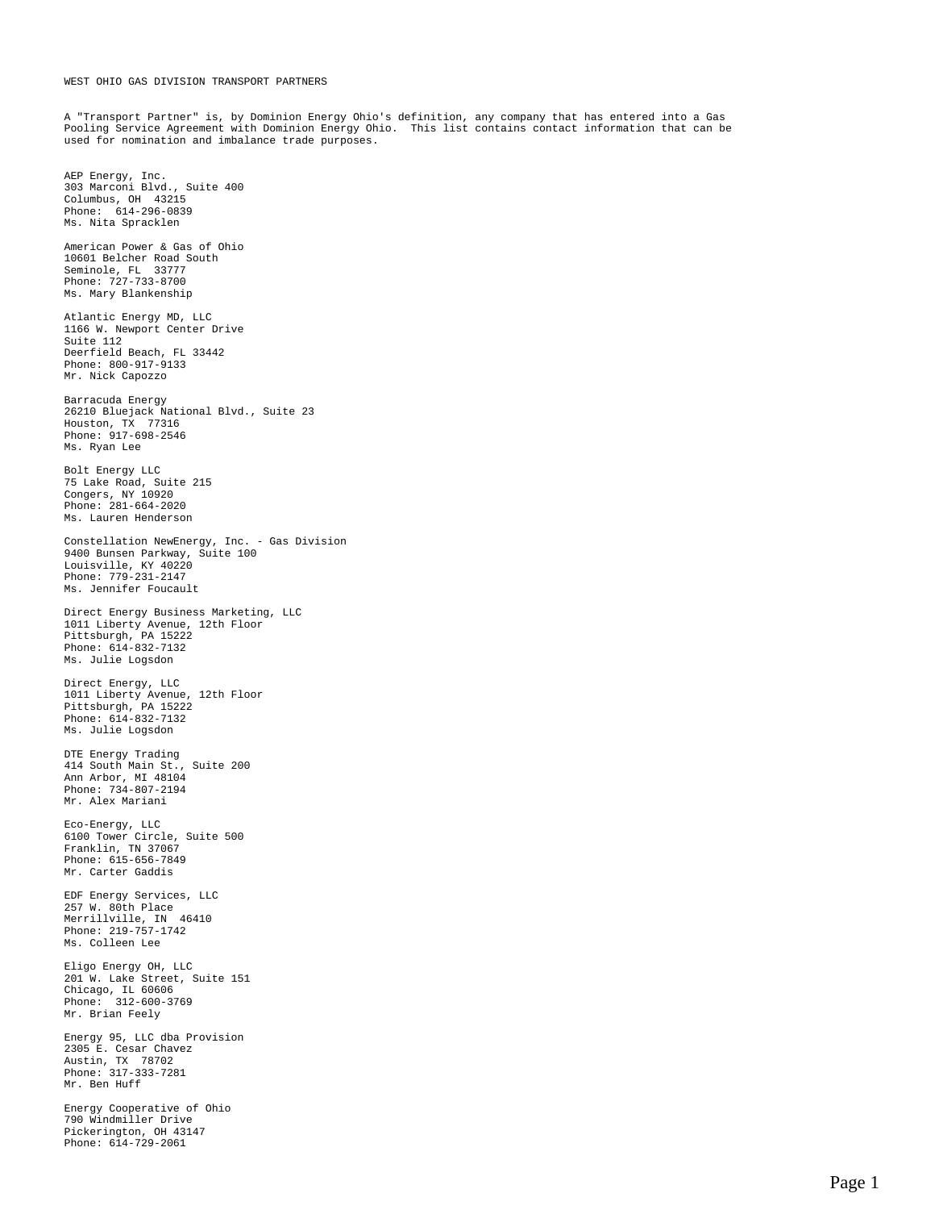WEST OHIO GAS DIVISION TRANSPORT PARTNERS

A "Transport Partner" is, by Dominion Energy Ohio's definition, any company that has entered into a Gas Pooling Service Agreement with Dominion Energy Ohio. This list contains contact information that can be used for nomination and imbalance trade purposes.

AEP Energy, Inc.
303 Marconi Blvd., Suite 400
Columbus, OH 43215
Phone: 614-296-0839
Ms. Nita Spracklen

American Power & Gas of Ohio
10601 Belcher Road South
Seminole, FL 33777
Phone: 727-733-8700
Ms. Mary Blankenship

Atlantic Energy MD, LLC
1166 W. Newport Center Drive
Suite 112
Deerfield Beach, FL 33442
Phone: 800-917-9133
Mr. Nick Capozzo

Barracuda Energy
26210 Bluejack National Blvd., Suite 23
Houston, TX 77316
Phone: 917-698-2546
Ms. Ryan Lee

Bolt Energy LLC
75 Lake Road, Suite 215
Congers, NY 10920
Phone: 281-664-2020
Ms. Lauren Henderson

Constellation NewEnergy, Inc. - Gas Division
9400 Bunsen Parkway, Suite 100
Louisville, KY 40220
Phone: 779-231-2147
Ms. Jennifer Foucault

Direct Energy Business Marketing, LLC
1011 Liberty Avenue, 12th Floor
Pittsburgh, PA 15222
Phone: 614-832-7132
Ms. Julie Logsdon

Direct Energy, LLC
1011 Liberty Avenue, 12th Floor
Pittsburgh, PA 15222
Phone: 614-832-7132
Ms. Julie Logsdon

DTE Energy Trading
414 South Main St., Suite 200
Ann Arbor, MI 48104
Phone: 734-807-2194
Mr. Alex Mariani

Eco-Energy, LLC
6100 Tower Circle, Suite 500
Franklin, TN 37067
Phone: 615-656-7849
Mr. Carter Gaddis

EDF Energy Services, LLC
257 W. 80th Place
Merrillville, IN 46410
Phone: 219-757-1742
Ms. Colleen Lee

Eligo Energy OH, LLC
201 W. Lake Street, Suite 151
Chicago, IL 60606
Phone: 312-600-3769
Mr. Brian Feely

Energy 95, LLC dba Provision
2305 E. Cesar Chavez
Austin, TX 78702
Phone: 317-333-7281
Mr. Ben Huff

Energy Cooperative of Ohio
790 Windmiller Drive
Pickerington, OH 43147
Phone: 614-729-2061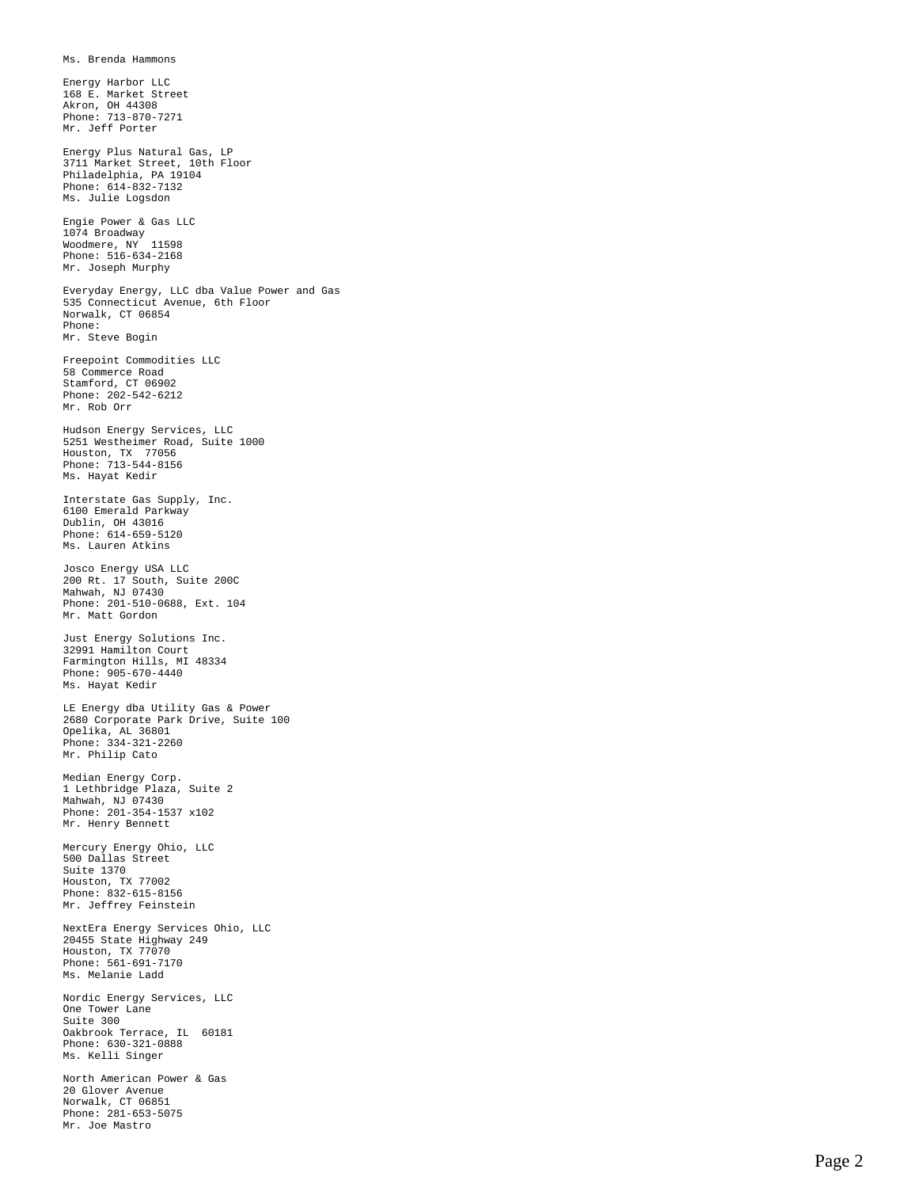Ms. Brenda Hammons

Energy Harbor LLC
168 E. Market Street
Akron, OH 44308
Phone: 713-870-7271
Mr. Jeff Porter

Energy Plus Natural Gas, LP
3711 Market Street, 10th Floor
Philadelphia, PA 19104
Phone: 614-832-7132
Ms. Julie Logsdon

Engie Power & Gas LLC
1074 Broadway
Woodmere, NY  11598
Phone: 516-634-2168
Mr. Joseph Murphy

Everyday Energy, LLC dba Value Power and Gas
535 Connecticut Avenue, 6th Floor
Norwalk, CT 06854
Phone:
Mr. Steve Bogin

Freepoint Commodities LLC
58 Commerce Road
Stamford, CT 06902
Phone: 202-542-6212
Mr. Rob Orr

Hudson Energy Services, LLC
5251 Westheimer Road, Suite 1000
Houston, TX  77056
Phone: 713-544-8156
Ms. Hayat Kedir

Interstate Gas Supply, Inc.
6100 Emerald Parkway
Dublin, OH 43016
Phone: 614-659-5120
Ms. Lauren Atkins

Josco Energy USA LLC
200 Rt. 17 South, Suite 200C
Mahwah, NJ 07430
Phone: 201-510-0688, Ext. 104
Mr. Matt Gordon

Just Energy Solutions Inc.
32991 Hamilton Court
Farmington Hills, MI 48334
Phone: 905-670-4440
Ms. Hayat Kedir

LE Energy dba Utility Gas & Power
2680 Corporate Park Drive, Suite 100
Opelika, AL 36801
Phone: 334-321-2260
Mr. Philip Cato

Median Energy Corp.
1 Lethbridge Plaza, Suite 2
Mahwah, NJ 07430
Phone: 201-354-1537 x102
Mr. Henry Bennett

Mercury Energy Ohio, LLC
500 Dallas Street
Suite 1370
Houston, TX 77002
Phone: 832-615-8156
Mr. Jeffrey Feinstein

NextEra Energy Services Ohio, LLC
20455 State Highway 249
Houston, TX 77070
Phone: 561-691-7170
Ms. Melanie Ladd

Nordic Energy Services, LLC
One Tower Lane
Suite 300
Oakbrook Terrace, IL  60181
Phone: 630-321-0888
Ms. Kelli Singer

North American Power & Gas
20 Glover Avenue
Norwalk, CT 06851
Phone: 281-653-5075
Mr. Joe Mastro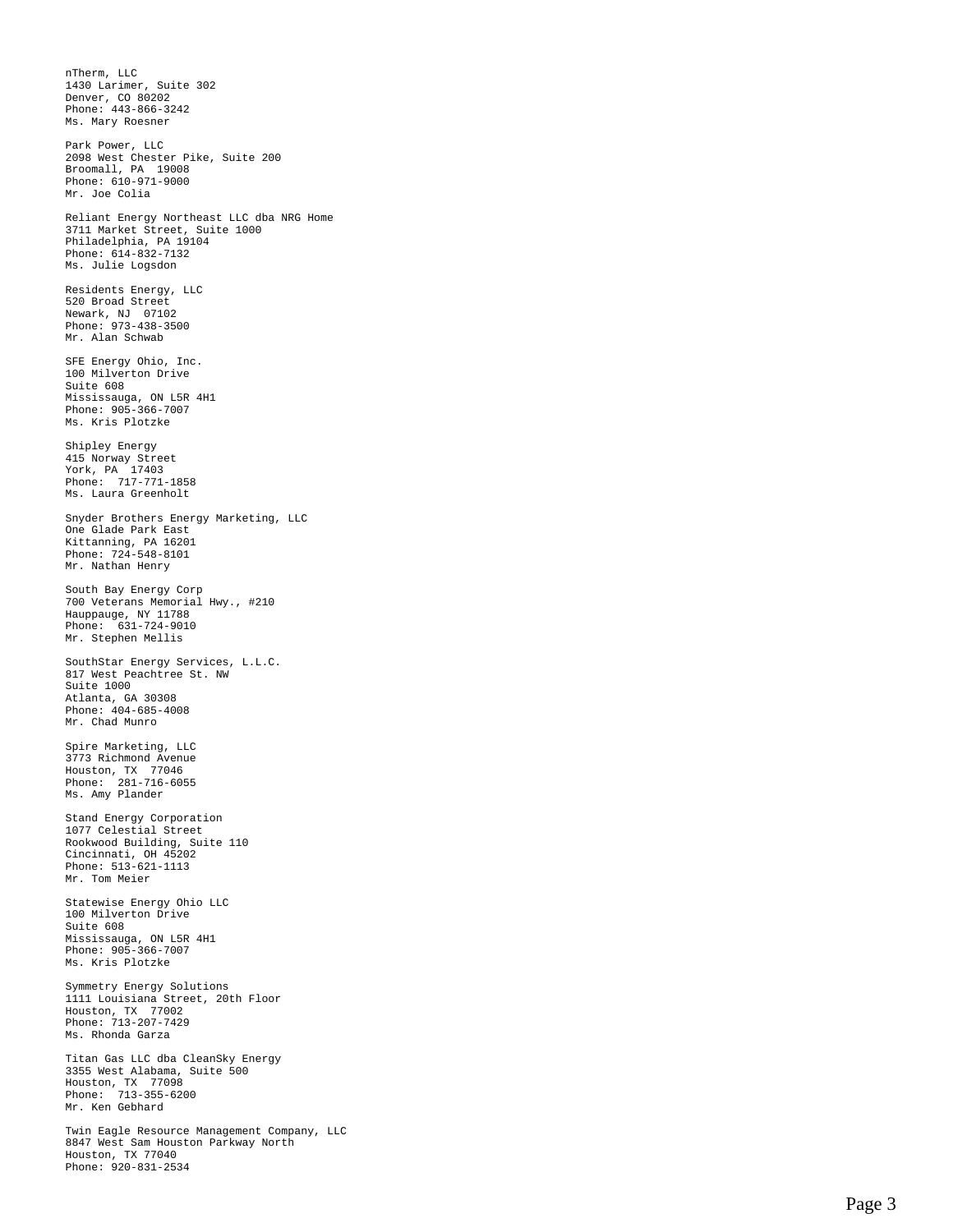nTherm, LLC
1430 Larimer, Suite 302
Denver, CO 80202
Phone: 443-866-3242
Ms. Mary Roesner

Park Power, LLC
2098 West Chester Pike, Suite 200
Broomall, PA 19008
Phone: 610-971-9000
Mr. Joe Colia

Reliant Energy Northeast LLC dba NRG Home
3711 Market Street, Suite 1000
Philadelphia, PA 19104
Phone: 614-832-7132
Ms. Julie Logsdon

Residents Energy, LLC
520 Broad Street
Newark, NJ 07102
Phone: 973-438-3500
Mr. Alan Schwab

SFE Energy Ohio, Inc.
100 Milverton Drive
Suite 608
Mississauga, ON L5R 4H1
Phone: 905-366-7007
Ms. Kris Plotzke

Shipley Energy
415 Norway Street
York, PA 17403
Phone: 717-771-1858
Ms. Laura Greenholt

Snyder Brothers Energy Marketing, LLC
One Glade Park East
Kittanning, PA 16201
Phone: 724-548-8101
Mr. Nathan Henry

South Bay Energy Corp
700 Veterans Memorial Hwy., #210
Hauppauge, NY 11788
Phone: 631-724-9010
Mr. Stephen Mellis

SouthStar Energy Services, L.L.C.
817 West Peachtree St. NW
Suite 1000
Atlanta, GA 30308
Phone: 404-685-4008
Mr. Chad Munro

Spire Marketing, LLC
3773 Richmond Avenue
Houston, TX 77046
Phone: 281-716-6055
Ms. Amy Plander

Stand Energy Corporation
1077 Celestial Street
Rookwood Building, Suite 110
Cincinnati, OH 45202
Phone: 513-621-1113
Mr. Tom Meier

Statewise Energy Ohio LLC
100 Milverton Drive
Suite 608
Mississauga, ON L5R 4H1
Phone: 905-366-7007
Ms. Kris Plotzke

Symmetry Energy Solutions
1111 Louisiana Street, 20th Floor
Houston, TX 77002
Phone: 713-207-7429
Ms. Rhonda Garza

Titan Gas LLC dba CleanSky Energy
3355 West Alabama, Suite 500
Houston, TX 77098
Phone: 713-355-6200
Mr. Ken Gebhard

Twin Eagle Resource Management Company, LLC
8847 West Sam Houston Parkway North
Houston, TX 77040
Phone: 920-831-2534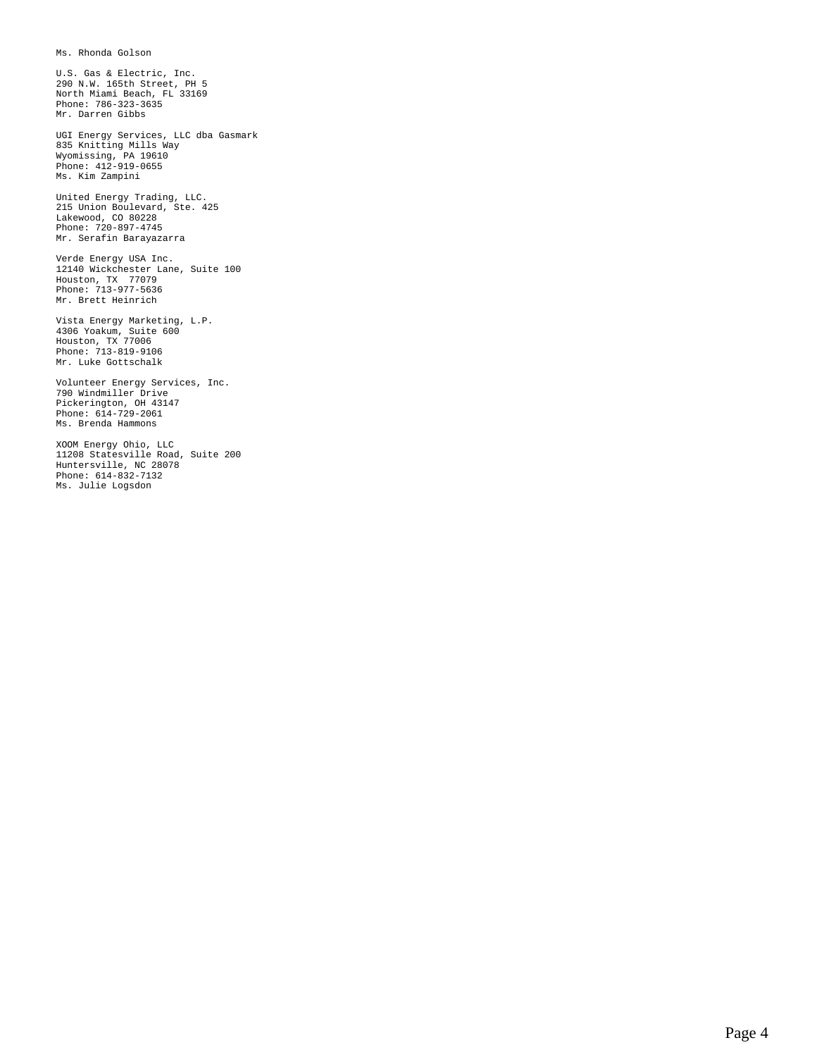Ms. Rhonda Golson

U.S. Gas & Electric, Inc.
290 N.W. 165th Street, PH 5
North Miami Beach, FL 33169
Phone: 786-323-3635
Mr. Darren Gibbs

UGI Energy Services, LLC dba Gasmark
835 Knitting Mills Way
Wyomissing, PA 19610
Phone: 412-919-0655
Ms. Kim Zampini

United Energy Trading, LLC.
215 Union Boulevard, Ste. 425
Lakewood, CO 80228
Phone: 720-897-4745
Mr. Serafin Barayazarra

Verde Energy USA Inc.
12140 Wickchester Lane, Suite 100
Houston, TX 77079
Phone: 713-977-5636
Mr. Brett Heinrich

Vista Energy Marketing, L.P.
4306 Yoakum, Suite 600
Houston, TX 77006
Phone: 713-819-9106
Mr. Luke Gottschalk

Volunteer Energy Services, Inc.
790 Windmiller Drive
Pickerington, OH 43147
Phone: 614-729-2061
Ms. Brenda Hammons

XOOM Energy Ohio, LLC
11208 Statesville Road, Suite 200
Huntersville, NC 28078
Phone: 614-832-7132
Ms. Julie Logsdon